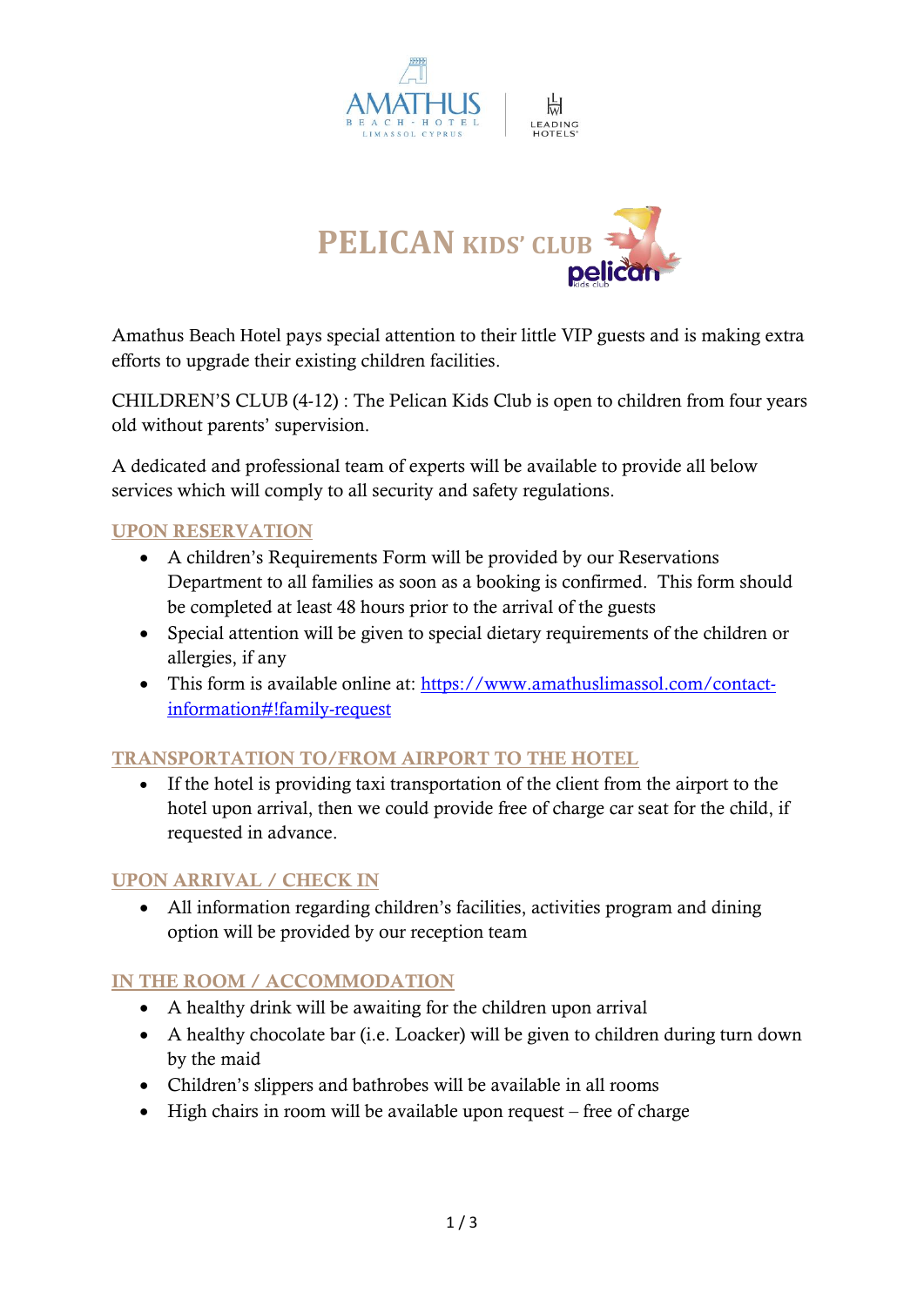# PELICAN KIDS' CLUB

Amathus Beach Hotel pays special attention to their little VIP guests and is making extra efforts to upgrade their existing children facilities.

CHILDREN'S CLUB (4-12) : The Pelican Kids Club is open to children from four years old without parents' supervision.

A dedicated and professional team of experts will be available to provide all below services which will comply to all security and safety regulations.

## UPON RESERVATION

- A children's Requirements Form will be provided by our Reservations Department to all families as soon as a booking is confirmed. This form should be completed at least 48 hours prior to the arrival of the guests
- Special attention will be given to special dietary requirements of the children or allergies, if any
- This form is available online at: [https://www.amathuslimassol.com/contact-information#!family-request](https://www.amathuslimassol.com/contact-information#!family-request)

## TRANSPORTATION TO/FROM AIRPORT TO THE HOTEL

- If the hotel is providing taxi transportation of the client from the airport to the hotel upon arrival, then we could provide free of charge car seat for the child, if requested in advance.

## UPON ARRIVAL / CHECK IN

- All information regarding children's facilities, activities program and dining option will be provided by our reception team

## IN THE ROOM / ACCOMMODATION

- A healthy drink will be awaiting for the children upon arrival
- A healthy chocolate bar (i.e. Loacker) will be given to children during turn down by the maid
- Children's slippers and bathrobes will be available in all rooms
- High chairs in room will be available upon request – free of charge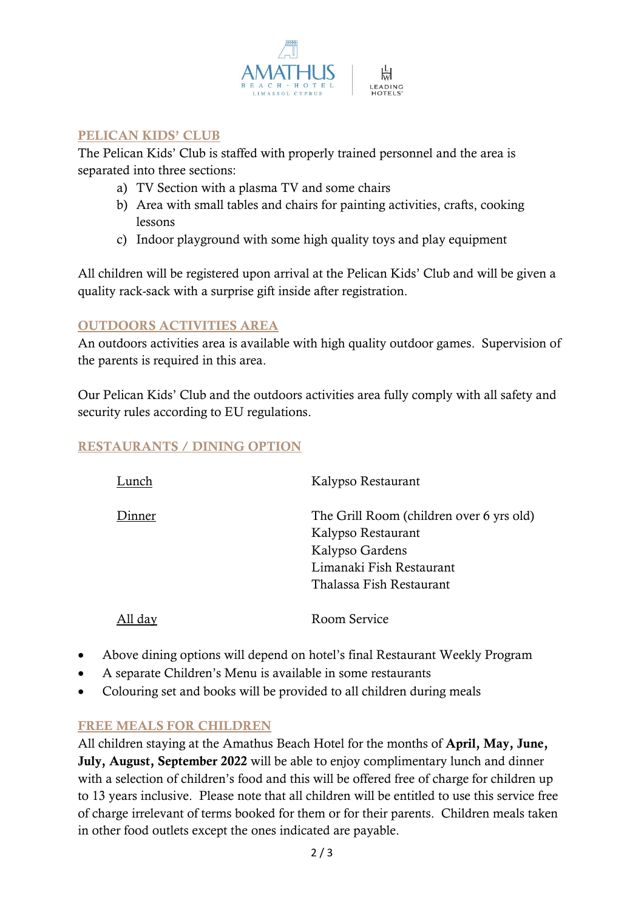## PELICAN KIDS' CLUB

The Pelican Kids' Club is staffed with properly trained personnel and the area is separated into three sections:

a) TV Section with a plasma TV and some chairs
b) Area with small tables and chairs for painting activities, crafts, cooking lessons
c) Indoor playground with some high quality toys and play equipment

All children will be registered upon arrival at the Pelican Kids' Club and will be given a quality rack-sack with a surprise gift inside after registration.

## OUTDOORS ACTIVITIES AREA

An outdoors activities area is available with high quality outdoor games. Supervision of the parents is required in this area.

Our Pelican Kids' Club and the outdoors activities area fully comply with all safety and security rules according to EU regulations.

## RESTAURANTS / DINING OPTION

| | |
|---|---|
| Lunch | Kalypso Restaurant |
| Dinner | The Grill Room (children over 6 yrs old)<br>Kalypso Restaurant<br>Kalypso Gardens<br>Limanaki Fish Restaurant<br>Thalassa Fish Restaurant |
| All day | Room Service |

- Above dining options will depend on hotel's final Restaurant Weekly Program
- A separate Children's Menu is available in some restaurants
- Colouring set and books will be provided to all children during meals

## FREE MEALS FOR CHILDREN

All children staying at the Amathus Beach Hotel for the months of **April, May, June, July, August, September 2022** will be able to enjoy complimentary lunch and dinner with a selection of children's food and this will be offered free of charge for children up to 13 years inclusive. Please note that all children will be entitled to use this service free of charge irrelevant of terms booked for them or for their parents. Children meals taken in other food outlets except the ones indicated are payable.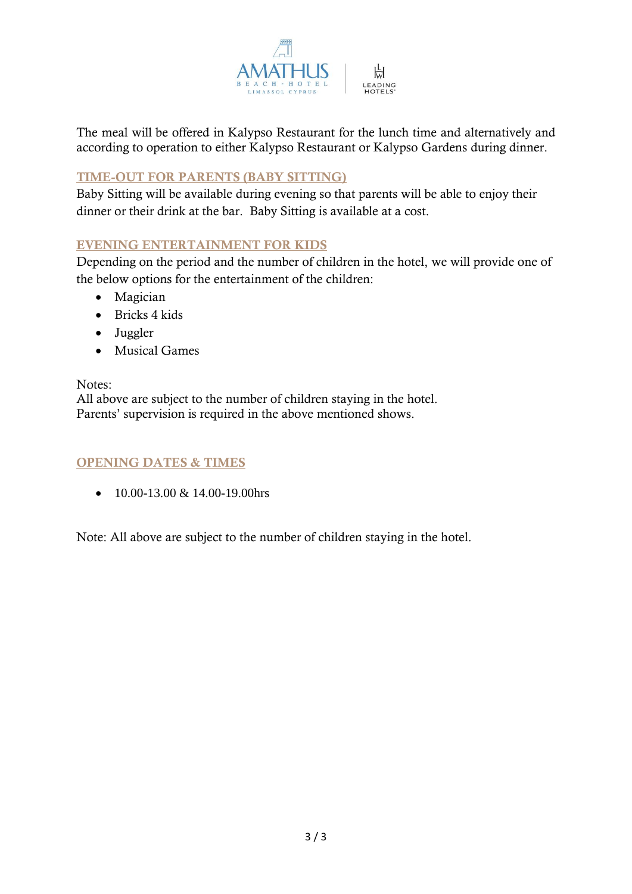The meal will be offered in Kalypso Restaurant for the lunch time and alternatively and according to operation to either Kalypso Restaurant or Kalypso Gardens during dinner.

## TIME-OUT FOR PARENTS (BABY SITTING)

Baby Sitting will be available during evening so that parents will be able to enjoy their dinner or their drink at the bar. Baby Sitting is available at a cost.

## EVENING ENTERTAINMENT FOR KIDS

Depending on the period and the number of children in the hotel, we will provide one of the below options for the entertainment of the children:

- Magician
- Bricks 4 kids
- Juggler
- Musical Games

Notes:
All above are subject to the number of children staying in the hotel.
Parents' supervision is required in the above mentioned shows.

## OPENING DATES & TIMES

- 10.00-13.00 & 14.00-19.00hrs

Note: All above are subject to the number of children staying in the hotel.